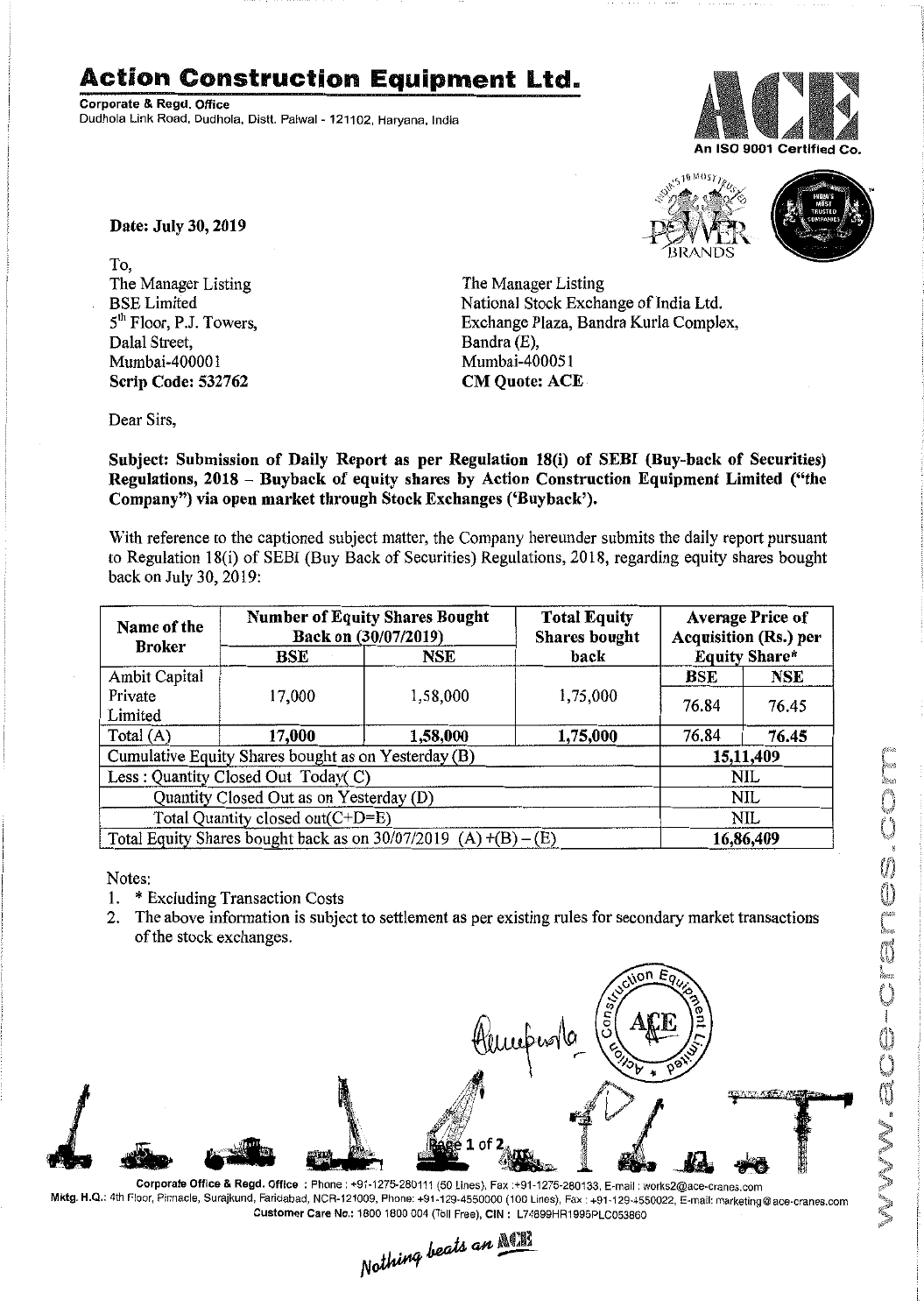# Action Construction Equipment Ltd.

**Corporate & Regd. Office**
Dudhola Link Road, Dudhola, Distt. Palwal - 121102, Haryana, India

An ISO 9001 Certified Co.

**Date: July 30, 2019**

To,
The Manager Listing
BSE Limited
5th Floor, P.J. Towers,
Dalal Street,
Mumbai-400001
**Scrip Code: 532762**

The Manager Listing
National Stock Exchange of India Ltd.
Exchange Plaza, Bandra Kurla Complex,
Bandra (E),
Mumbai-400051
**CM Quote: ACE**

Dear Sirs,

**Subject: Submission of Daily Report as per Regulation 18(i) of SEBI (Buy-back of Securities) Regulations, 2018 – Buyback of equity shares by Action Construction Equipment Limited ("the Company") via open market through Stock Exchanges ('Buyback').**

With reference to the captioned subject matter, the Company hereunder submits the daily report pursuant to Regulation 18(i) of SEBI (Buy Back of Securities) Regulations, 2018, regarding equity shares bought back on July 30, 2019:

| Name of the Broker | Number of Equity Shares Bought Back on (30/07/2019) | | Total Equity Shares bought back | Average Price of Acquisition (Rs.) per Equity Share* | |
|---|---|---|---|---|---|
| | BSE | NSE | | BSE | NSE |
| Ambit Capital Private Limited | 17,000 | 1,58,000 | 1,75,000 | 76.84 | 76.45 |
| Total (A) | **17,000** | **1,58,000** | **1,75,000** | 76.84 | **76.45** |
| Cumulative Equity Shares bought as on Yesterday (B) | | | | **15,11,409** | |
| Less : Quantity Closed Out Today( C) | | | | NIL | |
| Quantity Closed Out as on Yesterday (D) | | | | NIL | |
| Total Quantity closed out(C+D=E) | | | | NIL | |
| Total Equity Shares bought back as on 30/07/2019 (A) +(B) – (E) | | | | **16,86,409** | |

Notes:
1. * Excluding Transaction Costs
2. The above information is subject to settlement as per existing rules for secondary market transactions of the stock exchanges.

**Corporate Office & Regd. Office** : Phone : +91-1275-280111 (50 Lines), Fax :+91-1275-280133, E-mail : works2@ace-cranes.com
**Mktg. H.Q.:** 4th Floor, Pinnacle, Surajkund, Faridabad, NCR-121009, Phone: +91-129-4550000 (100 Lines), Fax : +91-129-4550022, E-mail: marketing@ace-cranes.com
**Customer Care No.:** 1800 1800 004 (Toll Free), **CIN :** L74899HR1995PLC053860

*Nothing beats an ACE*

www.ace-cranes.com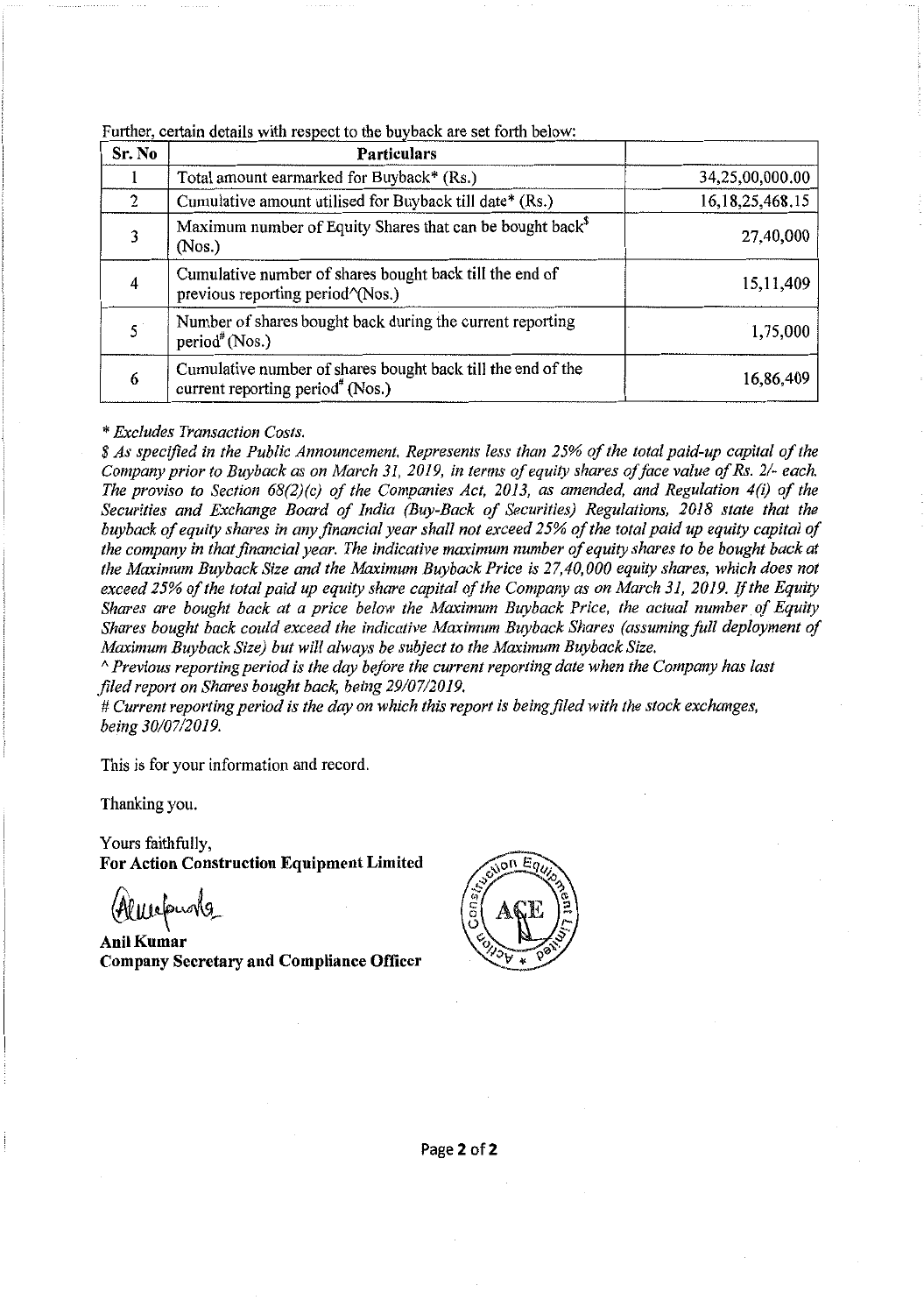Further, certain details with respect to the buyback are set forth below:

| Sr. No | Particulars | |
|---|---|---|
| 1 | Total amount earmarked for Buyback* (Rs.) | 34,25,00,000.00 |
| 2 | Cumulative amount utilised for Buyback till date* (Rs.) | 16,18,25,468.15 |
| 3 | Maximum number of Equity Shares that can be bought back$ (Nos.) | 27,40,000 |
| 4 | Cumulative number of shares bought back till the end of previous reporting period^(Nos.) | 15,11,409 |
| 5 | Number of shares bought back during the current reporting period# (Nos.) | 1,75,000 |
| 6 | Cumulative number of shares bought back till the end of the current reporting period# (Nos.) | 16,86,409 |

*\* Excludes Transaction Costs.*

*$ As specified in the Public Announcement. Represents less than 25% of the total paid-up capital of the Company prior to Buyback as on March 31, 2019, in terms of equity shares of face value of Rs. 2/- each. The proviso to Section 68(2)(c) of the Companies Act, 2013, as amended, and Regulation 4(i) of the Securities and Exchange Board of India (Buy-Back of Securities) Regulations, 2018 state that the buyback of equity shares in any financial year shall not exceed 25% of the total paid up equity capital of the company in that financial year. The indicative maximum number of equity shares to be bought back at the Maximum Buyback Size and the Maximum Buyback Price is 27,40,000 equity shares, which does not exceed 25% of the total paid up equity share capital of the Company as on March 31, 2019. If the Equity Shares are bought back at a price below the Maximum Buyback Price, the actual number of Equity Shares bought back could exceed the indicative Maximum Buyback Shares (assuming full deployment of Maximum Buyback Size) but will always be subject to the Maximum Buyback Size.*

*^ Previous reporting period is the day before the current reporting date when the Company has last filed report on Shares bought back, being 29/07/2019.*

*# Current reporting period is the day on which this report is being filed with the stock exchanges, being 30/07/2019.*

This is for your information and record.

Thanking you.

Yours faithfully,
**For Action Construction Equipment Limited**

**Anil Kumar**
**Company Secretary and Compliance Officer**